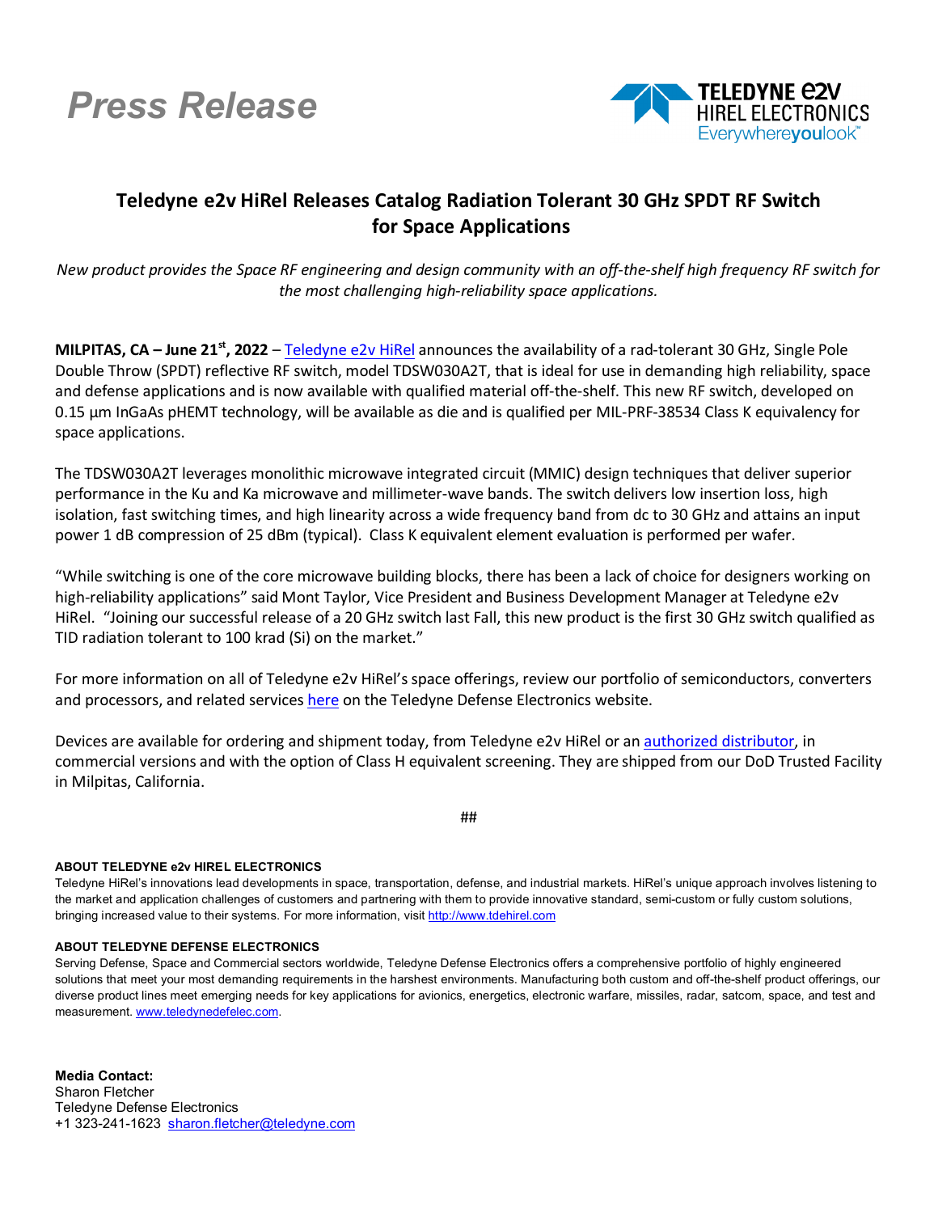# Press Release

TELEDYNE e2v HIREL ELECTRONICS Everywhereyoulook™

## Teledyne e2v HiRel Releases Catalog Radiation Tolerant 30 GHz SPDT RF Switch for Space Applications

*New product provides the Space RF engineering and design community with an off-the-shelf high frequency RF switch for the most challenging high-reliability space applications.*

**MILPITAS, CA – June 21st, 2022** – Teledyne e2v HiRel announces the availability of a rad-tolerant 30 GHz, Single Pole Double Throw (SPDT) reflective RF switch, model TDSW030A2T, that is ideal for use in demanding high reliability, space and defense applications and is now available with qualified material off-the-shelf. This new RF switch, developed on 0.15 µm InGaAs pHEMT technology, will be available as die and is qualified per MIL-PRF-38534 Class K equivalency for space applications.

The TDSW030A2T leverages monolithic microwave integrated circuit (MMIC) design techniques that deliver superior performance in the Ku and Ka microwave and millimeter-wave bands. The switch delivers low insertion loss, high isolation, fast switching times, and high linearity across a wide frequency band from dc to 30 GHz and attains an input power 1 dB compression of 25 dBm (typical). Class K equivalent element evaluation is performed per wafer.

"While switching is one of the core microwave building blocks, there has been a lack of choice for designers working on high-reliability applications" said Mont Taylor, Vice President and Business Development Manager at Teledyne e2v HiRel. "Joining our successful release of a 20 GHz switch last Fall, this new product is the first 30 GHz switch qualified as TID radiation tolerant to 100 krad (Si) on the market."

For more information on all of Teledyne e2v HiRel's space offerings, review our portfolio of semiconductors, converters and processors, and related services here on the Teledyne Defense Electronics website.

Devices are available for ordering and shipment today, from Teledyne e2v HiRel or an authorized distributor, in commercial versions and with the option of Class H equivalent screening. They are shipped from our DoD Trusted Facility in Milpitas, California.

##

**ABOUT TELEDYNE e2v HIREL ELECTRONICS**
Teledyne HiRel's innovations lead developments in space, transportation, defense, and industrial markets. HiRel's unique approach involves listening to the market and application challenges of customers and partnering with them to provide innovative standard, semi-custom or fully custom solutions, bringing increased value to their systems. For more information, visit http://www.tdehirel.com

**ABOUT TELEDYNE DEFENSE ELECTRONICS**
Serving Defense, Space and Commercial sectors worldwide, Teledyne Defense Electronics offers a comprehensive portfolio of highly engineered solutions that meet your most demanding requirements in the harshest environments. Manufacturing both custom and off-the-shelf product offerings, our diverse product lines meet emerging needs for key applications for avionics, energetics, electronic warfare, missiles, radar, satcom, space, and test and measurement. www.teledynedefelec.com.

**Media Contact:**
Sharon Fletcher
Teledyne Defense Electronics
+1 323-241-1623 sharon.fletcher@teledyne.com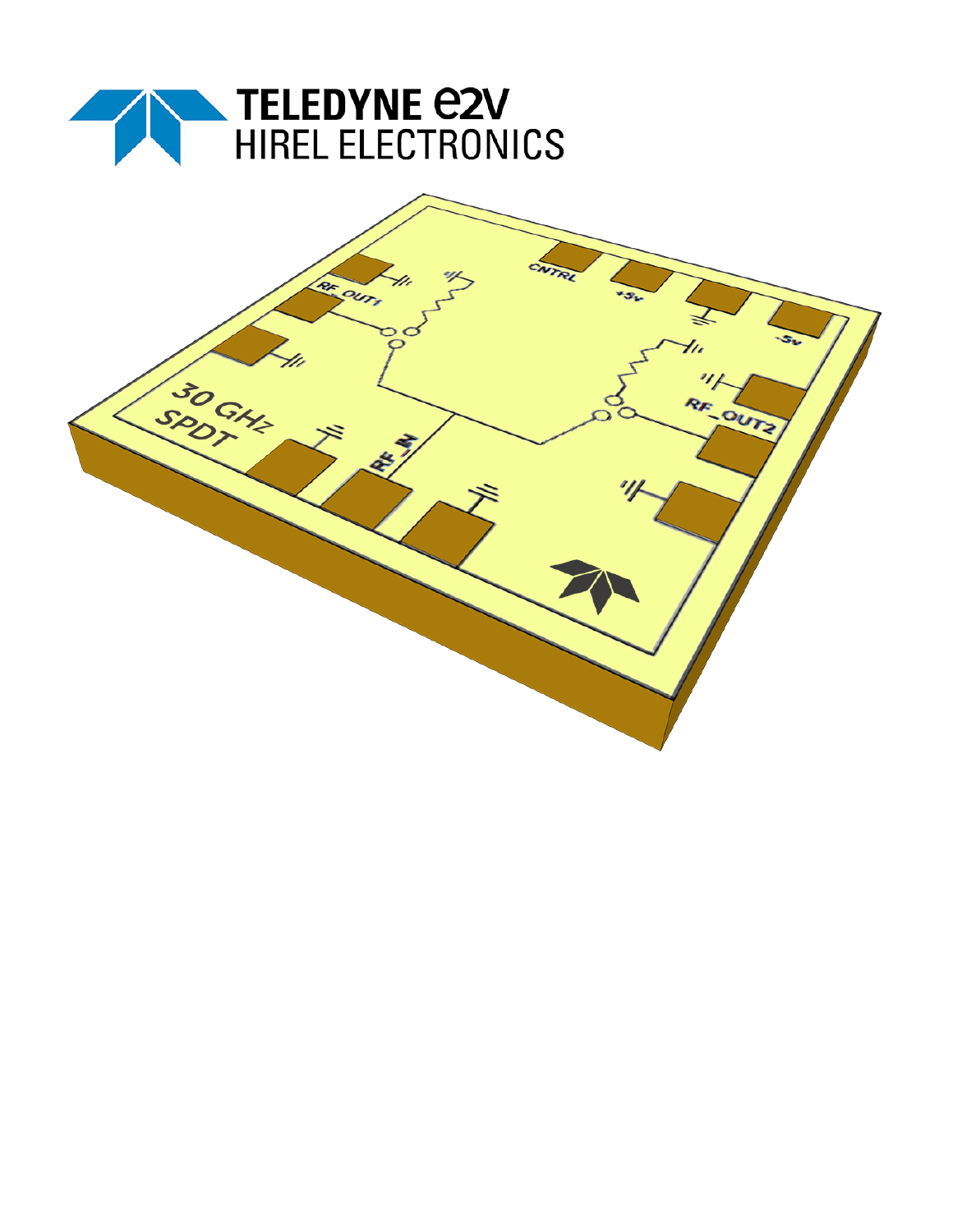TELEDYNE e2V
HIREL ELECTRONICS